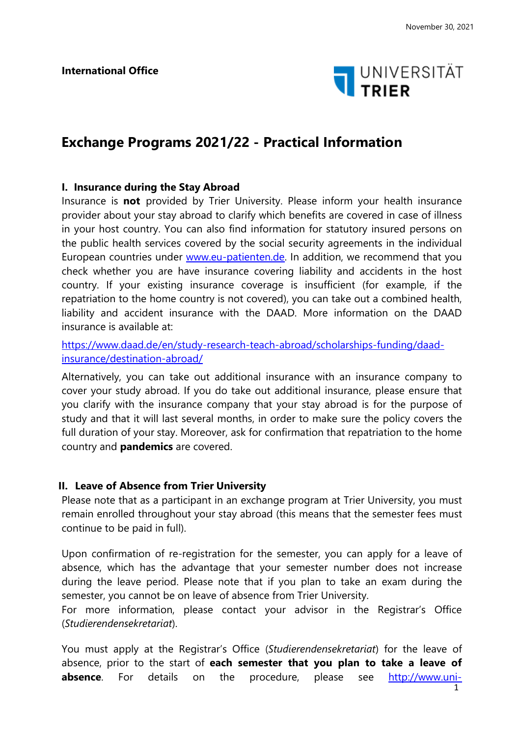November 30, 2021

**International Office**

UNIVERSITÄT TRIER

# Exchange Programs 2021/22 - Practical Information

## I. Insurance during the Stay Abroad

Insurance is **not** provided by Trier University. Please inform your health insurance provider about your stay abroad to clarify which benefits are covered in case of illness in your host country. You can also find information for statutory insured persons on the public health services covered by the social security agreements in the individual European countries under [www.eu-patienten.de](http://www.eu-patienten.de). In addition, we recommend that you check whether you are have insurance covering liability and accidents in the host country. If your existing insurance coverage is insufficient (for example, if the repatriation to the home country is not covered), you can take out a combined health, liability and accident insurance with the DAAD. More information on the DAAD insurance is available at:

[https://www.daad.de/en/study-research-teach-abroad/scholarships-funding/daad-insurance/destination-abroad/](https://www.daad.de/en/study-research-teach-abroad/scholarships-funding/daad-insurance/destination-abroad/)

Alternatively, you can take out additional insurance with an insurance company to cover your study abroad. If you do take out additional insurance, please ensure that you clarify with the insurance company that your stay abroad is for the purpose of study and that it will last several months, in order to make sure the policy covers the full duration of your stay. Moreover, ask for confirmation that repatriation to the home country and **pandemics** are covered.

## II. Leave of Absence from Trier University

Please note that as a participant in an exchange program at Trier University, you must remain enrolled throughout your stay abroad (this means that the semester fees must continue to be paid in full).

Upon confirmation of re-registration for the semester, you can apply for a leave of absence, which has the advantage that your semester number does not increase during the leave period. Please note that if you plan to take an exam during the semester, you cannot be on leave of absence from Trier University.
For more information, please contact your advisor in the Registrar's Office (*Studierendensekretariat*).

You must apply at the Registrar's Office (*Studierendensekretariat*) for the leave of absence, prior to the start of **each semester that you plan to take a leave of absence**. For details on the procedure, please see http://www.uni-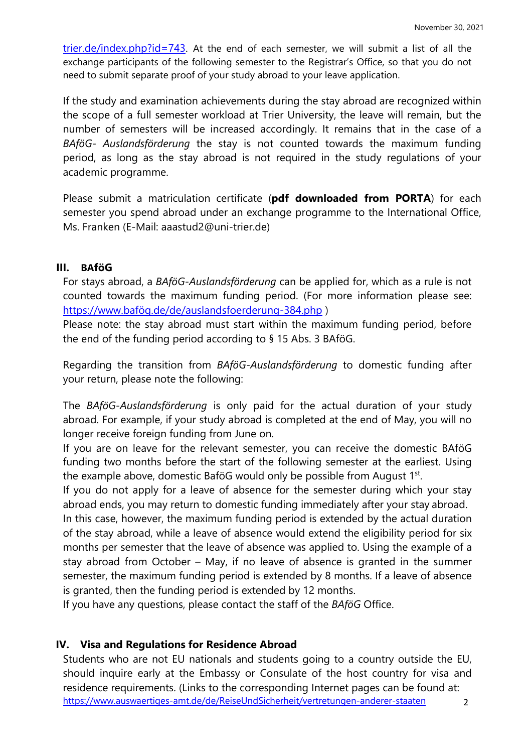trier.de/index.php?id=743. At the end of each semester, we will submit a list of all the exchange participants of the following semester to the Registrar's Office, so that you do not need to submit separate proof of your study abroad to your leave application.

If the study and examination achievements during the stay abroad are recognized within the scope of a full semester workload at Trier University, the leave will remain, but the number of semesters will be increased accordingly. It remains that in the case of a *BAföG- Auslandsförderung* the stay is not counted towards the maximum funding period, as long as the stay abroad is not required in the study regulations of your academic programme.

Please submit a matriculation certificate (**pdf downloaded from PORTA**) for each semester you spend abroad under an exchange programme to the International Office, Ms. Franken (E-Mail: aaastud2@uni-trier.de)

## III. BAföG

For stays abroad, a *BAföG-Auslandsförderung* can be applied for, which as a rule is not counted towards the maximum funding period. (For more information please see: https://www.bafög.de/de/auslandsfoerderung-384.php )

Please note: the stay abroad must start within the maximum funding period, before the end of the funding period according to § 15 Abs. 3 BAföG.

Regarding the transition from *BAföG-Auslandsförderung* to domestic funding after your return, please note the following:

The *BAföG-Auslandsförderung* is only paid for the actual duration of your study abroad. For example, if your study abroad is completed at the end of May, you will no longer receive foreign funding from June on.

If you are on leave for the relevant semester, you can receive the domestic BAföG funding two months before the start of the following semester at the earliest. Using the example above, domestic BaföG would only be possible from August 1st.

If you do not apply for a leave of absence for the semester during which your stay abroad ends, you may return to domestic funding immediately after your stay abroad. In this case, however, the maximum funding period is extended by the actual duration of the stay abroad, while a leave of absence would extend the eligibility period for six months per semester that the leave of absence was applied to. Using the example of a stay abroad from October – May, if no leave of absence is granted in the summer semester, the maximum funding period is extended by 8 months. If a leave of absence is granted, then the funding period is extended by 12 months.

If you have any questions, please contact the staff of the *BAföG* Office.

## IV. Visa and Regulations for Residence Abroad

Students who are not EU nationals and students going to a country outside the EU, should inquire early at the Embassy or Consulate of the host country for visa and residence requirements. (Links to the corresponding Internet pages can be found at: https://www.auswaertiges-amt.de/de/ReiseUndSicherheit/vertretungen-anderer-staaten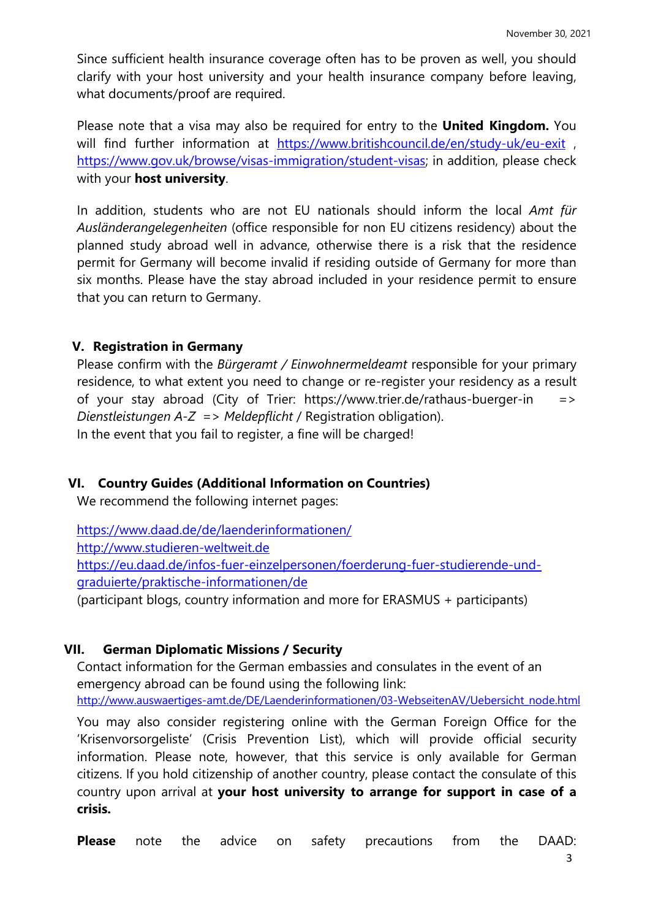Since sufficient health insurance coverage often has to be proven as well, you should clarify with your host university and your health insurance company before leaving, what documents/proof are required.

Please note that a visa may also be required for entry to the **United Kingdom.** You will find further information at https://www.britishcouncil.de/en/study-uk/eu-exit , https://www.gov.uk/browse/visas-immigration/student-visas; in addition, please check with your **host university**.

In addition, students who are not EU nationals should inform the local *Amt für Ausländerangelegenheiten* (office responsible for non EU citizens residency) about the planned study abroad well in advance, otherwise there is a risk that the residence permit for Germany will become invalid if residing outside of Germany for more than six months. Please have the stay abroad included in your residence permit to ensure that you can return to Germany.

## V. Registration in Germany

Please confirm with the *Bürgeramt / Einwohnermeldeamt* responsible for your primary residence, to what extent you need to change or re-register your residency as a result of your stay abroad (City of Trier: https://www.trier.de/rathaus-buerger-in => *Dienstleistungen A-Z* => *Meldepflicht* / Registration obligation).
In the event that you fail to register, a fine will be charged!

## VI. Country Guides (Additional Information on Countries)

We recommend the following internet pages:

https://www.daad.de/de/laenderinformationen/
http://www.studieren-weltweit.de
https://eu.daad.de/infos-fuer-einzelpersonen/foerderung-fuer-studierende-und-graduierte/praktische-informationen/de
(participant blogs, country information and more for ERASMUS + participants)

## VII. German Diplomatic Missions / Security

Contact information for the German embassies and consulates in the event of an emergency abroad can be found using the following link:
http://www.auswaertiges-amt.de/DE/Laenderinformationen/03-WebseitenAV/Uebersicht_node.html

You may also consider registering online with the German Foreign Office for the 'Krisenvorsorgeliste' (Crisis Prevention List), which will provide official security information. Please note, however, that this service is only available for German citizens. If you hold citizenship of another country, please contact the consulate of this country upon arrival at **your host university to arrange for support in case of a crisis.**

**Please** note the advice on safety precautions from the DAAD: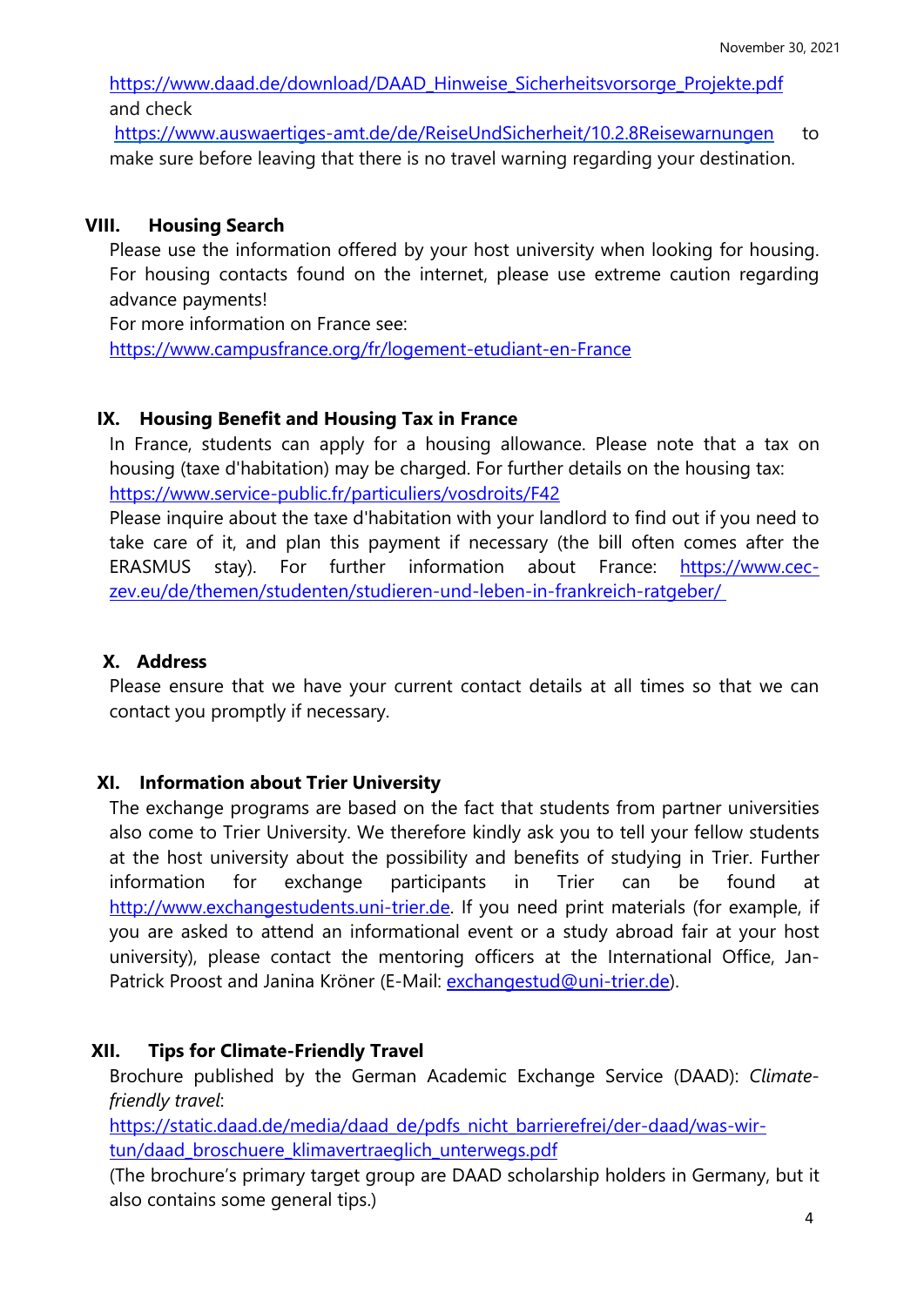https://www.daad.de/download/DAAD_Hinweise_Sicherheitsvorsorge_Projekte.pdf and check https://www.auswaertiges-amt.de/de/ReiseUndSicherheit/10.2.8Reisewarnungen to make sure before leaving that there is no travel warning regarding your destination.

## VIII. Housing Search

Please use the information offered by your host university when looking for housing. For housing contacts found on the internet, please use extreme caution regarding advance payments!

For more information on France see:
https://www.campusfrance.org/fr/logement-etudiant-en-France

## IX. Housing Benefit and Housing Tax in France

In France, students can apply for a housing allowance. Please note that a tax on housing (taxe d'habitation) may be charged. For further details on the housing tax:
https://www.service-public.fr/particuliers/vosdroits/F42

Please inquire about the taxe d'habitation with your landlord to find out if you need to take care of it, and plan this payment if necessary (the bill often comes after the ERASMUS stay). For further information about France: https://www.cec-zev.eu/de/themen/studenten/studieren-und-leben-in-frankreich-ratgeber/

## X. Address

Please ensure that we have your current contact details at all times so that we can contact you promptly if necessary.

## XI. Information about Trier University

The exchange programs are based on the fact that students from partner universities also come to Trier University. We therefore kindly ask you to tell your fellow students at the host university about the possibility and benefits of studying in Trier. Further information for exchange participants in Trier can be found at http://www.exchangestudents.uni-trier.de. If you need print materials (for example, if you are asked to attend an informational event or a study abroad fair at your host university), please contact the mentoring officers at the International Office, Jan-Patrick Proost and Janina Kröner (E-Mail: exchangestud@uni-trier.de).

## XII. Tips for Climate-Friendly Travel

Brochure published by the German Academic Exchange Service (DAAD): *Climate-friendly travel*:
https://static.daad.de/media/daad_de/pdfs_nicht_barrierefrei/der-daad/was-wir-tun/daad_broschuere_klimavertraeglich_unterwegs.pdf

(The brochure's primary target group are DAAD scholarship holders in Germany, but it also contains some general tips.)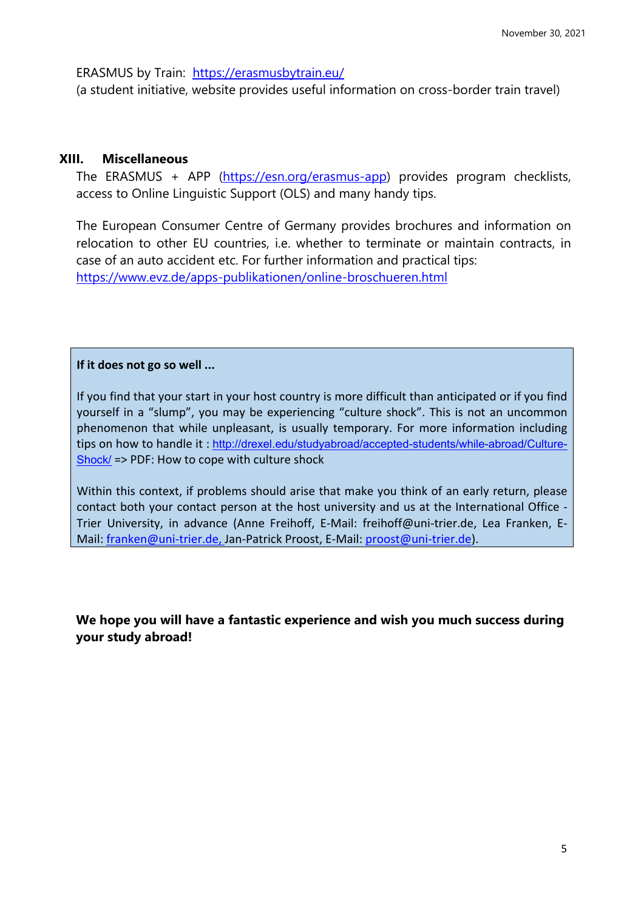ERASMUS by Train: https://erasmusbytrain.eu/
(a student initiative, website provides useful information on cross-border train travel)

## XIII. Miscellaneous

The ERASMUS + APP (https://esn.org/erasmus-app) provides program checklists, access to Online Linguistic Support (OLS) and many handy tips.

The European Consumer Centre of Germany provides brochures and information on relocation to other EU countries, i.e. whether to terminate or maintain contracts, in case of an auto accident etc. For further information and practical tips:
https://www.evz.de/apps-publikationen/online-broschueren.html

**If it does not go so well ...**

If you find that your start in your host country is more difficult than anticipated or if you find yourself in a "slump", you may be experiencing "culture shock". This is not an uncommon phenomenon that while unpleasant, is usually temporary. For more information including tips on how to handle it : http://drexel.edu/studyabroad/accepted-students/while-abroad/Culture-Shock/ => PDF: How to cope with culture shock

Within this context, if problems should arise that make you think of an early return, please contact both your contact person at the host university and us at the International Office - Trier University, in advance (Anne Freihoff, E-Mail: freihoff@uni-trier.de, Lea Franken, E-Mail: franken@uni-trier.de, Jan-Patrick Proost, E-Mail: proost@uni-trier.de).

**We hope you will have a fantastic experience and wish you much success during your study abroad!**